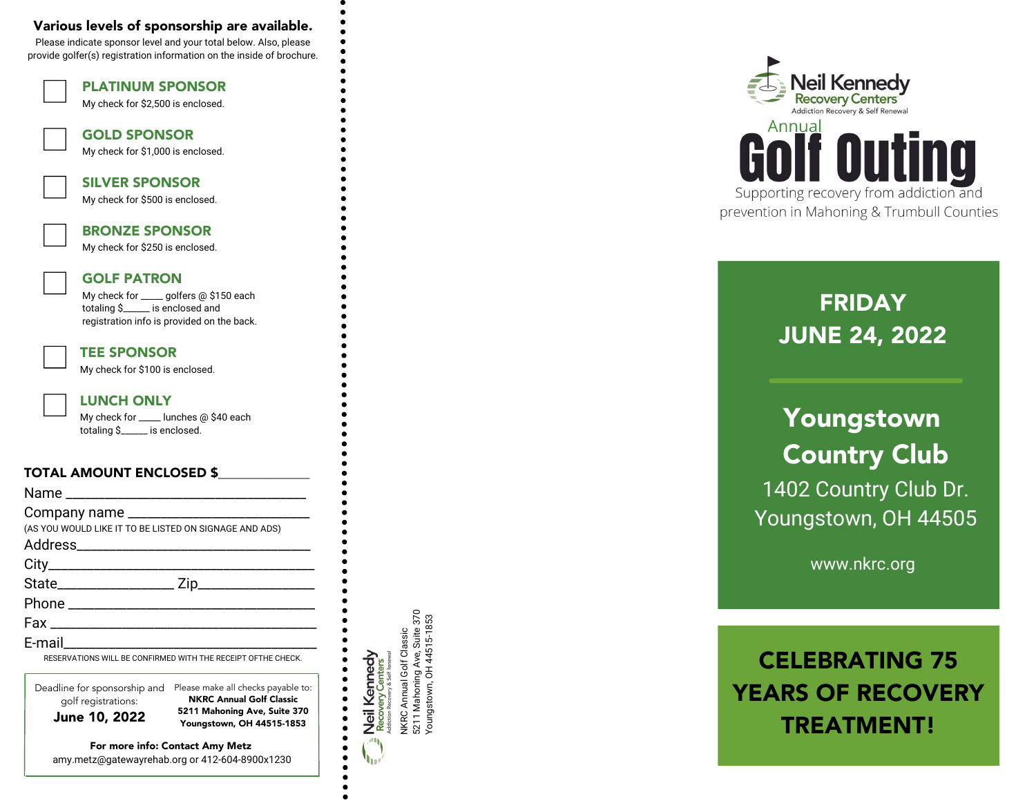## Various levels of sponsorship are available.

Please indicate sponsor level and your total below. Also, please provide golfer(s) registration information on the inside of brochure.

☐ **PLATINUM SPONSOR**
My check for $2,500 is enclosed.

☐ **GOLD SPONSOR**
My check for $1,000 is enclosed.

☐ **SILVER SPONSOR**
My check for $500 is enclosed.

☐ **BRONZE SPONSOR**
My check for $250 is enclosed.

☐ **GOLF PATRON**
My check for ____ golfers @ $150 each totaling $_____ is enclosed and registration info is provided on the back.

☐ **TEE SPONSOR**
My check for $100 is enclosed.

☐ **LUNCH ONLY**
My check for ____ lunches @ $40 each totaling $_____ is enclosed.

**TOTAL AMOUNT ENCLOSED $**____________

Name ________________________________

Company name _________________________

(AS YOU WOULD LIKE IT TO BE LISTED ON SIGNAGE AND ADS)

Address________________________________

City___________________________________

State_______________ Zip_______________

Phone _________________________________

Fax ___________________________________

E-mail_________________________________

RESERVATIONS WILL BE CONFIRMED WITH THE RECEIPT OFTHE CHECK.

Deadline for sponsorship and golf registrations:
**June 10, 2022**

Please make all checks payable to:
**NKRC Annual Golf Classic**
**5211 Mahoning Ave, Suite 370**
**Youngstown, OH 44515-1853**

**For more info: Contact Amy Metz**
amy.metz@gatewayrehab.org or 412-604-8900x1230

Neil Kennedy Recovery Centers
Addiction Recovery & Self Renewal

NKRC Annual Golf Classic
5211 Mahoning Ave, Suite 370
Youngstown, OH 44515-1853

Neil Kennedy Recovery Centers
Addiction Recovery & Self Renewal

# Annual Golf Outing

Supporting recovery from addiction and prevention in Mahoning & Trumbull Counties

## FRIDAY JUNE 24, 2022

## Youngstown Country Club

1402 Country Club Dr.
Youngstown, OH 44505

www.nkrc.org

## CELEBRATING 75 YEARS OF RECOVERY TREATMENT!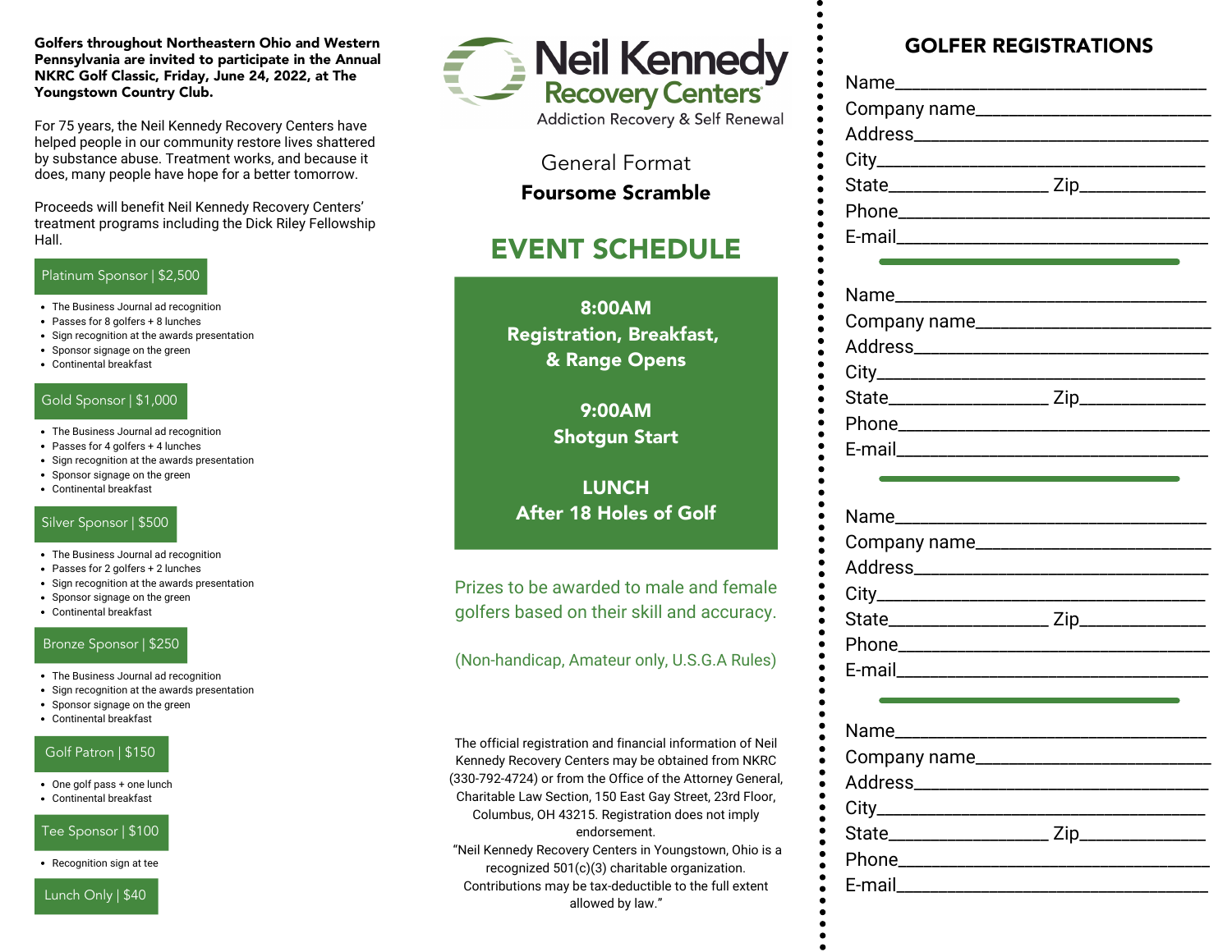**Golfers throughout Northeastern Ohio and Western Pennsylvania are invited to participate in the Annual NKRC Golf Classic, Friday, June 24, 2022, at The Youngstown Country Club.**

For 75 years, the Neil Kennedy Recovery Centers have helped people in our community restore lives shattered by substance abuse. Treatment works, and because it does, many people have hope for a better tomorrow.

Proceeds will benefit Neil Kennedy Recovery Centers' treatment programs including the Dick Riley Fellowship Hall.

### Platinum Sponsor | $2,500

- The Business Journal ad recognition
- Passes for 8 golfers + 8 lunches
- Sign recognition at the awards presentation
- Sponsor signage on the green
- Continental breakfast

### Gold Sponsor | $1,000

- The Business Journal ad recognition
- Passes for 4 golfers + 4 lunches
- Sign recognition at the awards presentation
- Sponsor signage on the green
- Continental breakfast

### Silver Sponsor | $500

- The Business Journal ad recognition
- Passes for 2 golfers + 2 lunches
- Sign recognition at the awards presentation
- Sponsor signage on the green
- Continental breakfast

### Bronze Sponsor | $250

- The Business Journal ad recognition
- Sign recognition at the awards presentation
- Sponsor signage on the green
- Continental breakfast

### Golf Patron | $150

- One golf pass + one lunch
- Continental breakfast

### Tee Sponsor | $100

- Recognition sign at tee

### Lunch Only | $40

# Neil Kennedy Recovery Centers

Addiction Recovery & Self Renewal

General Format

**Foursome Scramble**

## EVENT SCHEDULE

**8:00AM**
**Registration, Breakfast, & Range Opens**

**9:00AM**
**Shotgun Start**

**LUNCH**
**After 18 Holes of Golf**

Prizes to be awarded to male and female golfers based on their skill and accuracy.

(Non-handicap, Amateur only, U.S.G.A Rules)

The official registration and financial information of Neil Kennedy Recovery Centers may be obtained from NKRC (330-792-4724) or from the Office of the Attorney General, Charitable Law Section, 150 East Gay Street, 23rd Floor, Columbus, OH 43215. Registration does not imply endorsement.
"Neil Kennedy Recovery Centers in Youngstown, Ohio is a recognized 501(c)(3) charitable organization. Contributions may be tax-deductible to the full extent allowed by law."

## GOLFER REGISTRATIONS

Name________________________________
Company name________________________
Address______________________________
City_________________________________
State________________ Zip_____________
Phone_______________________________
E-mail_______________________________

Name________________________________
Company name________________________
Address______________________________
City_________________________________
State________________ Zip_____________
Phone_______________________________
E-mail_______________________________

Name________________________________
Company name________________________
Address______________________________
City_________________________________
State________________ Zip_____________
Phone_______________________________
E-mail_______________________________

Name________________________________
Company name________________________
Address______________________________
City_________________________________
State________________ Zip_____________
Phone_______________________________
E-mail_______________________________